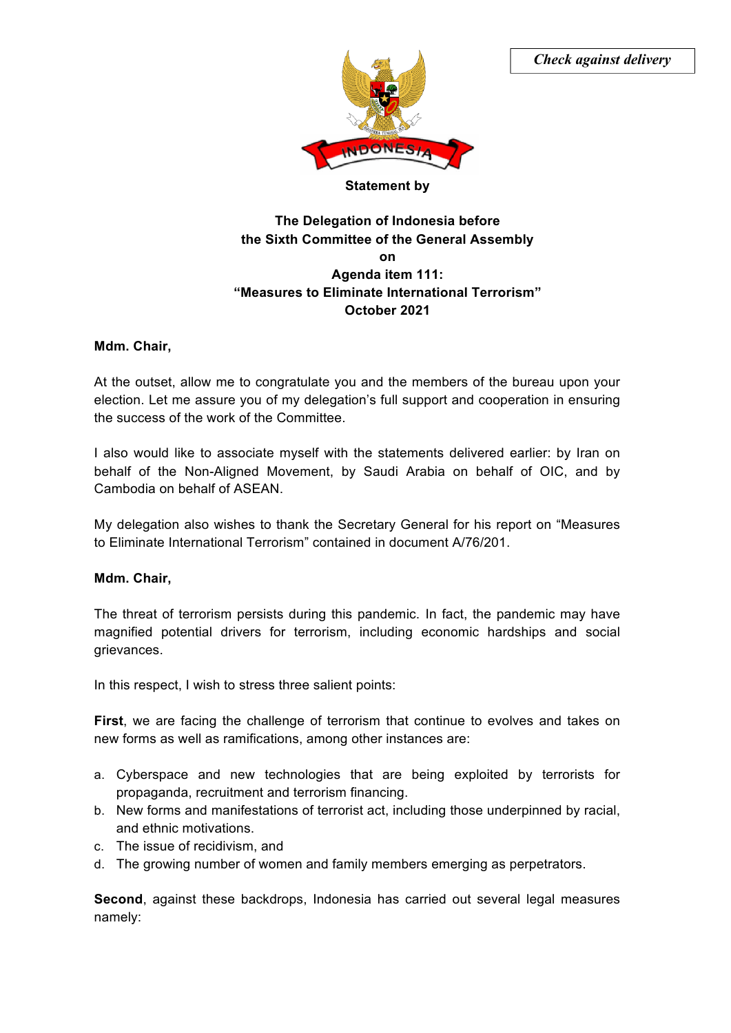*Check against delivery*

**Statement by**

**The Delegation of Indonesia before the Sixth Committee of the General Assembly on Agenda item 111: "Measures to Eliminate International Terrorism" October 2021**

**Mdm. Chair,**

At the outset, allow me to congratulate you and the members of the bureau upon your election. Let me assure you of my delegation's full support and cooperation in ensuring the success of the work of the Committee.

I also would like to associate myself with the statements delivered earlier: by Iran on behalf of the Non-Aligned Movement, by Saudi Arabia on behalf of OIC, and by Cambodia on behalf of ASEAN.

My delegation also wishes to thank the Secretary General for his report on "Measures to Eliminate International Terrorism" contained in document A/76/201.

**Mdm. Chair,**

The threat of terrorism persists during this pandemic. In fact, the pandemic may have magnified potential drivers for terrorism, including economic hardships and social grievances.

In this respect, I wish to stress three salient points:

**First**, we are facing the challenge of terrorism that continue to evolves and takes on new forms as well as ramifications, among other instances are:

a. Cyberspace and new technologies that are being exploited by terrorists for propaganda, recruitment and terrorism financing.
b. New forms and manifestations of terrorist act, including those underpinned by racial, and ethnic motivations.
c. The issue of recidivism, and
d. The growing number of women and family members emerging as perpetrators.

**Second**, against these backdrops, Indonesia has carried out several legal measures namely: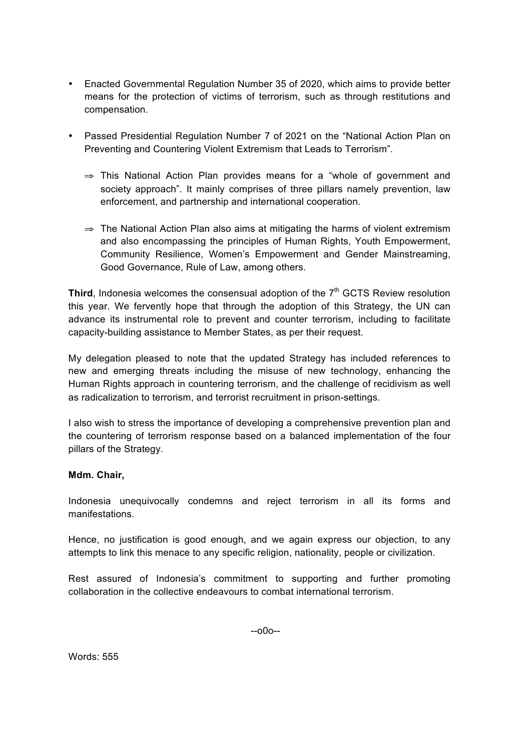- Enacted Governmental Regulation Number 35 of 2020, which aims to provide better means for the protection of victims of terrorism, such as through restitutions and compensation.

- Passed Presidential Regulation Number 7 of 2021 on the "National Action Plan on Preventing and Countering Violent Extremism that Leads to Terrorism".

  ⇒ This National Action Plan provides means for a "whole of government and society approach". It mainly comprises of three pillars namely prevention, law enforcement, and partnership and international cooperation.

  ⇒ The National Action Plan also aims at mitigating the harms of violent extremism and also encompassing the principles of Human Rights, Youth Empowerment, Community Resilience, Women's Empowerment and Gender Mainstreaming, Good Governance, Rule of Law, among others.

**Third**, Indonesia welcomes the consensual adoption of the 7th GCTS Review resolution this year. We fervently hope that through the adoption of this Strategy, the UN can advance its instrumental role to prevent and counter terrorism, including to facilitate capacity-building assistance to Member States, as per their request.

My delegation pleased to note that the updated Strategy has included references to new and emerging threats including the misuse of new technology, enhancing the Human Rights approach in countering terrorism, and the challenge of recidivism as well as radicalization to terrorism, and terrorist recruitment in prison-settings.

I also wish to stress the importance of developing a comprehensive prevention plan and the countering of terrorism response based on a balanced implementation of the four pillars of the Strategy.

**Mdm. Chair,**

Indonesia unequivocally condemns and reject terrorism in all its forms and manifestations.

Hence, no justification is good enough, and we again express our objection, to any attempts to link this menace to any specific religion, nationality, people or civilization.

Rest assured of Indonesia's commitment to supporting and further promoting collaboration in the collective endeavours to combat international terrorism.

--o0o--

Words: 555